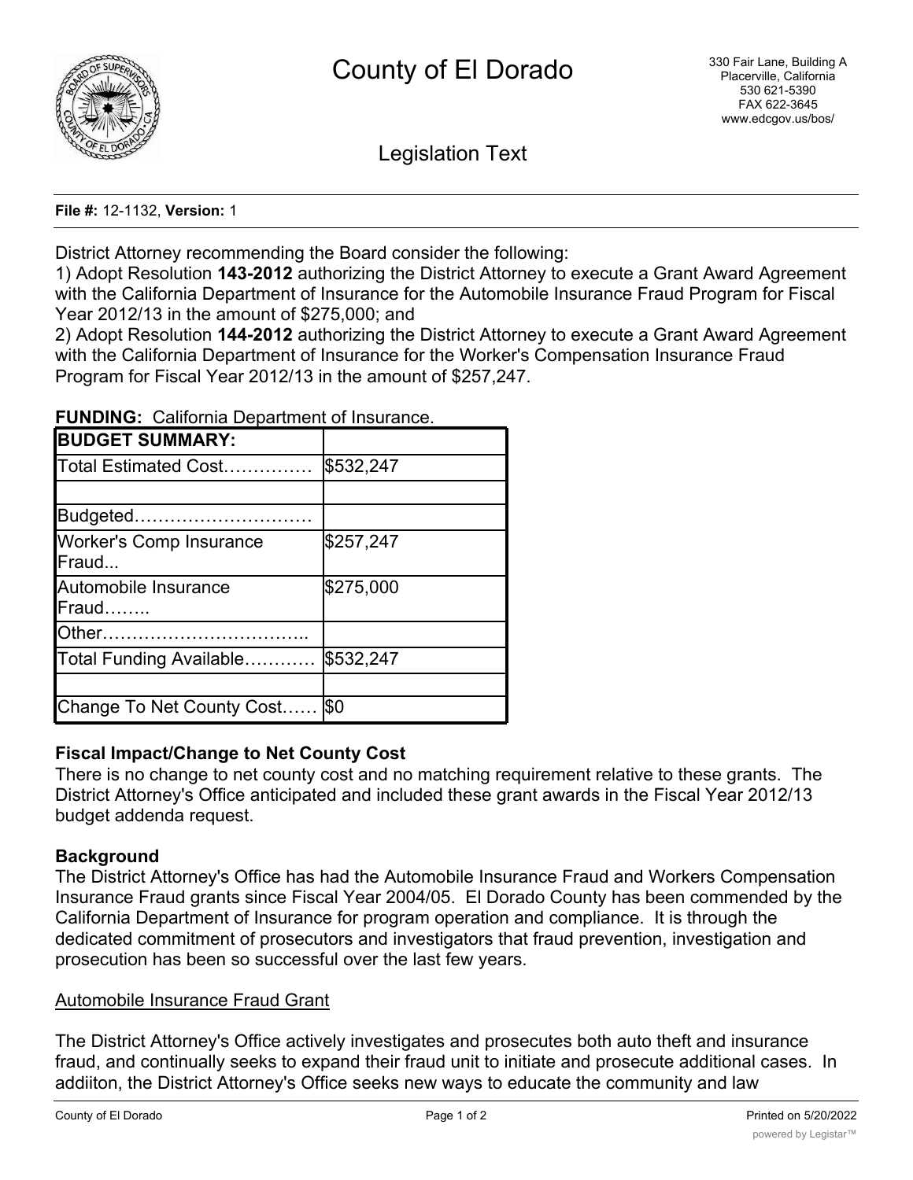# County of El Dorado

330 Fair Lane, Building A
Placerville, California
530 621-5390
FAX 622-3645
www.edcgov.us/bos/

## Legislation Text

**File #:** 12-1132, **Version:** 1

District Attorney recommending the Board consider the following:
1) Adopt Resolution **143-2012** authorizing the District Attorney to execute a Grant Award Agreement with the California Department of Insurance for the Automobile Insurance Fraud Program for Fiscal Year 2012/13 in the amount of $275,000; and
2) Adopt Resolution **144-2012** authorizing the District Attorney to execute a Grant Award Agreement with the California Department of Insurance for the Worker's Compensation Insurance Fraud Program for Fiscal Year 2012/13 in the amount of $257,247.

**FUNDING:** California Department of Insurance.

| **BUDGET SUMMARY:** | |
|---|---|
| Total Estimated Cost…………… | $532,247 |
| | |
| Budgeted………………………… | |
| Worker's Comp Insurance Fraud... | $257,247 |
| Automobile Insurance Fraud…….. | $275,000 |
| Other…………………………….. | |
| Total Funding Available………… | $532,247 |
| | |
| Change To Net County Cost…… | $0 |

**Fiscal Impact/Change to Net County Cost**
There is no change to net county cost and no matching requirement relative to these grants. The District Attorney's Office anticipated and included these grant awards in the Fiscal Year 2012/13 budget addenda request.

**Background**
The District Attorney's Office has had the Automobile Insurance Fraud and Workers Compensation Insurance Fraud grants since Fiscal Year 2004/05. El Dorado County has been commended by the California Department of Insurance for program operation and compliance. It is through the dedicated commitment of prosecutors and investigators that fraud prevention, investigation and prosecution has been so successful over the last few years.

Automobile Insurance Fraud Grant

The District Attorney's Office actively investigates and prosecutes both auto theft and insurance fraud, and continually seeks to expand their fraud unit to initiate and prosecute additional cases. In addiiton, the District Attorney's Office seeks new ways to educate the community and law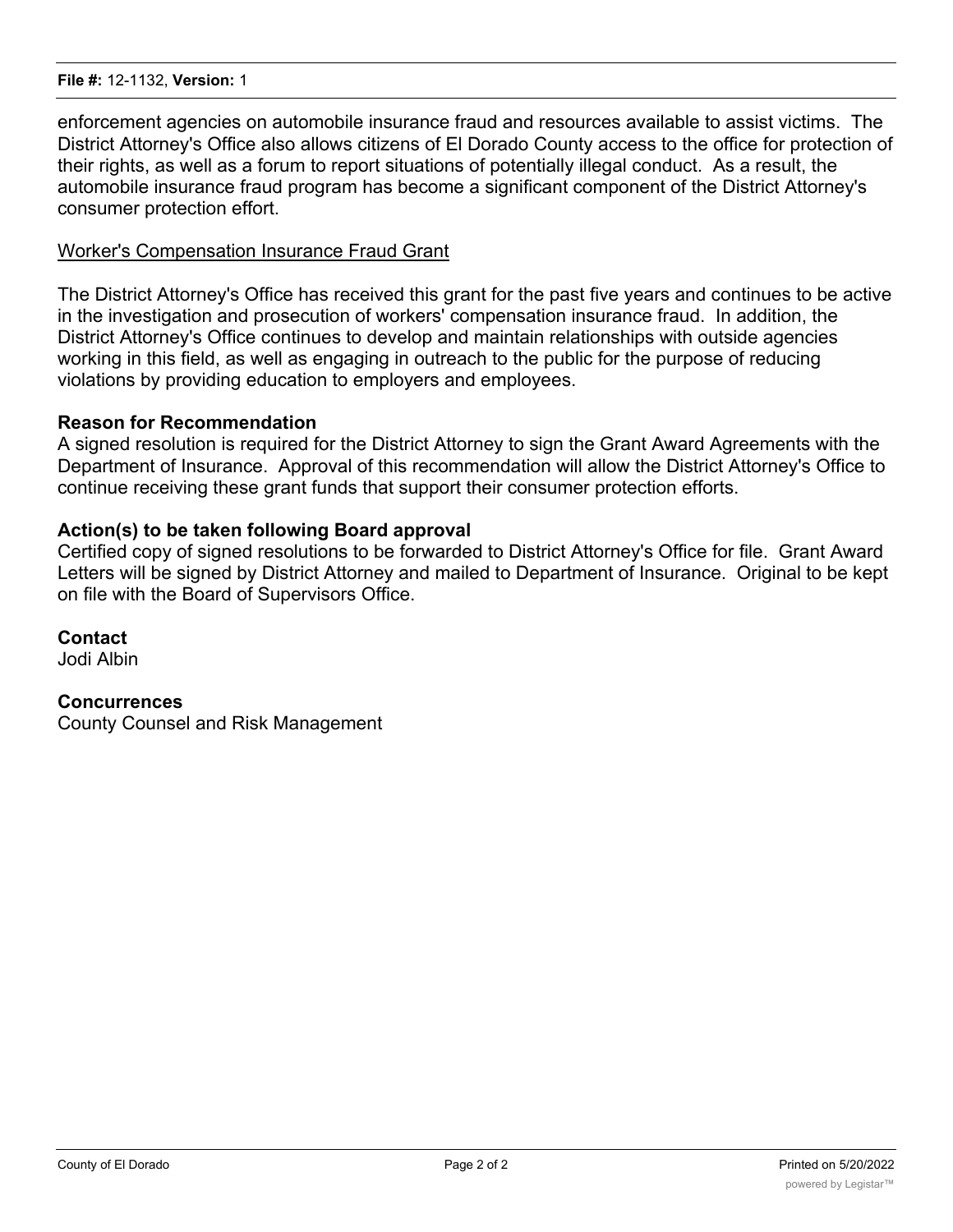enforcement agencies on automobile insurance fraud and resources available to assist victims. The District Attorney's Office also allows citizens of El Dorado County access to the office for protection of their rights, as well as a forum to report situations of potentially illegal conduct. As a result, the automobile insurance fraud program has become a significant component of the District Attorney's consumer protection effort.

<u>Worker's Compensation Insurance Fraud Grant</u>

The District Attorney's Office has received this grant for the past five years and continues to be active in the investigation and prosecution of workers' compensation insurance fraud. In addition, the District Attorney's Office continues to develop and maintain relationships with outside agencies working in this field, as well as engaging in outreach to the public for the purpose of reducing violations by providing education to employers and employees.

**Reason for Recommendation**

A signed resolution is required for the District Attorney to sign the Grant Award Agreements with the Department of Insurance. Approval of this recommendation will allow the District Attorney's Office to continue receiving these grant funds that support their consumer protection efforts.

**Action(s) to be taken following Board approval**

Certified copy of signed resolutions to be forwarded to District Attorney's Office for file. Grant Award Letters will be signed by District Attorney and mailed to Department of Insurance. Original to be kept on file with the Board of Supervisors Office.

**Contact**

Jodi Albin

**Concurrences**

County Counsel and Risk Management